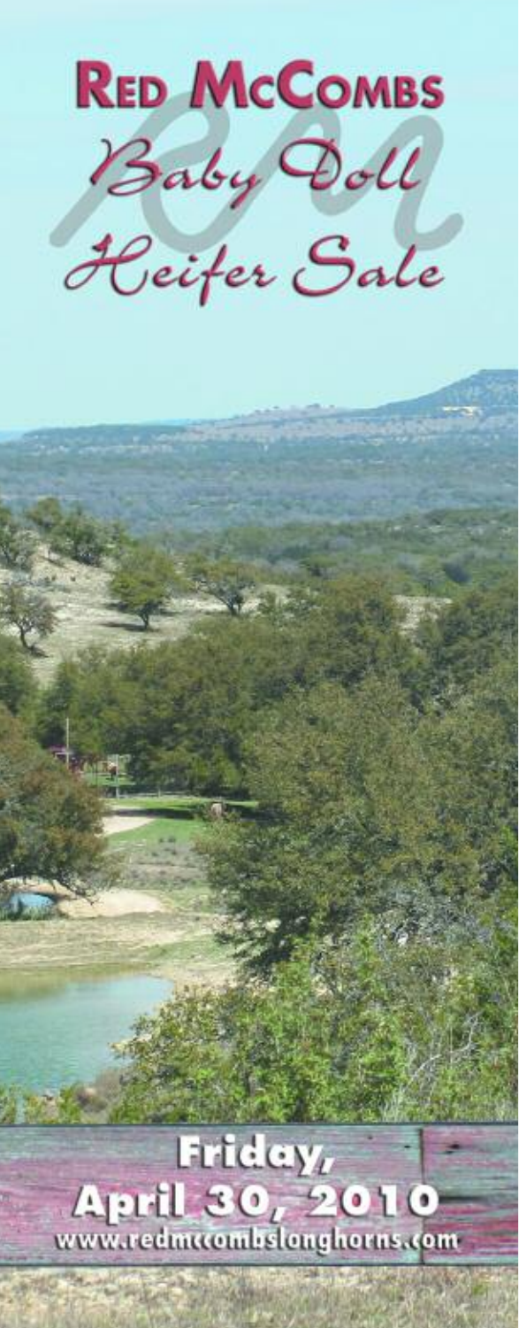# Red McCombs

## Baby Doll Heifer Sale

**Friday, April 30, 2010**

www.redmccombslonghorns.com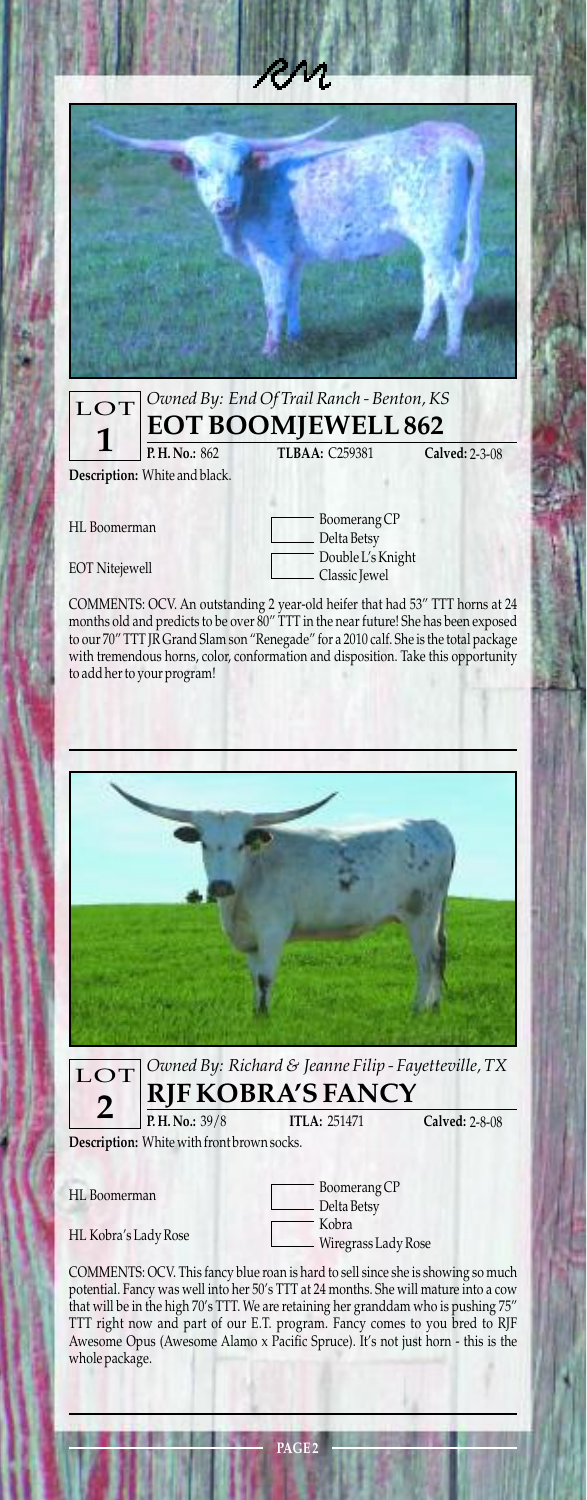## LOT 1

*Owned By: End Of Trail Ranch - Benton, KS*

## EOT BOOMJEWELL 862

**P. H. No.:** 862 **TLBAA:** C259381 **Calved:** 2-3-08

**Description:** White and black.

| | |
|---|---|
| HL Boomerman | Boomerang CP |
| | Delta Betsy |
| EOT Nitejewell | Double L's Knight |
| | Classic Jewel |

COMMENTS: OCV. An outstanding 2 year-old heifer that had 53″ TTT horns at 24 months old and predicts to be over 80″ TTT in the near future! She has been exposed to our 70″ TTT JR Grand Slam son "Renegade" for a 2010 calf. She is the total package with tremendous horns, color, conformation and disposition. Take this opportunity to add her to your program!

## LOT 2

*Owned By: Richard & Jeanne Filip - Fayetteville, TX*

## RJF KOBRA'S FANCY

**P. H. No.:** 39/8 **ITLA:** 251471 **Calved:** 2-8-08

**Description:** White with front brown socks.

| | |
|---|---|
| HL Boomerman | Boomerang CP |
| | Delta Betsy |
| HL Kobra's Lady Rose | Kobra |
| | Wiregrass Lady Rose |

COMMENTS: OCV. This fancy blue roan is hard to sell since she is showing so much potential. Fancy was well into her 50's TTT at 24 months. She will mature into a cow that will be in the high 70's TTT. We are retaining her granddam who is pushing 75″ TTT right now and part of our E.T. program. Fancy comes to you bred to RJF Awesome Opus (Awesome Alamo x Pacific Spruce). It's not just horn - this is the whole package.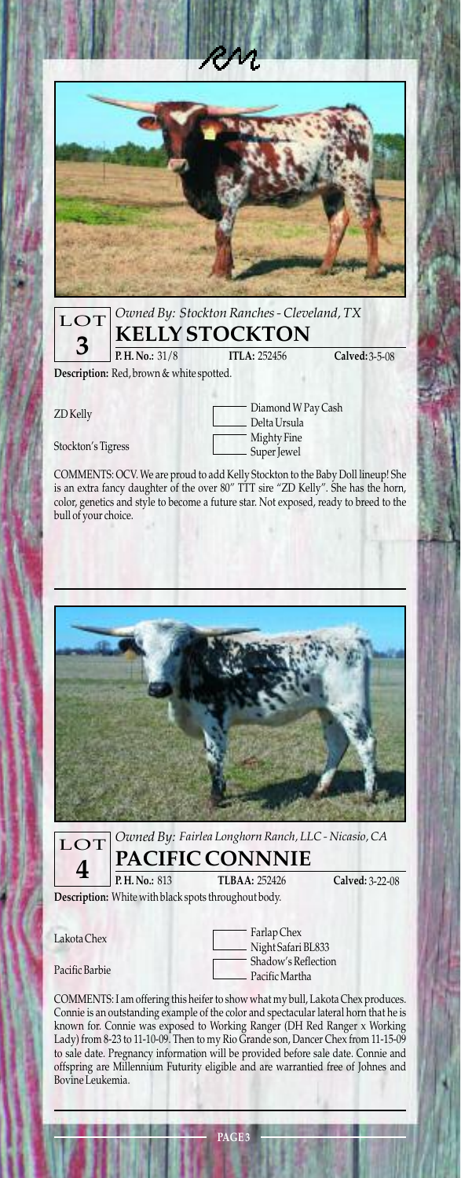## LOT 3

*Owned By: Stockton Ranches - Cleveland, TX*

# KELLY STOCKTON

**P. H. No.:** 31/8 **ITLA:** 252456 **Calved:** 3-5-08

**Description:** Red, brown & white spotted.

| Sire/Dam | Grandparents |
|---|---|
| ZD Kelly | Diamond W Pay Cash |
| | Delta Ursula |
| Stockton's Tigress | Mighty Fine |
| | Super Jewel |

COMMENTS: OCV. We are proud to add Kelly Stockton to the Baby Doll lineup! She is an extra fancy daughter of the over 80" TTT sire "ZD Kelly". She has the horn, color, genetics and style to become a future star. Not exposed, ready to breed to the bull of your choice.

## LOT 4

*Owned By: Fairlea Longhorn Ranch, LLC - Nicasio, CA*

# PACIFIC CONNNIE

**P. H. No.:** 813 **TLBAA:** 252426 **Calved:** 3-22-08

**Description:** White with black spots throughout body.

| Sire/Dam | Grandparents |
|---|---|
| Lakota Chex | Farlap Chex |
| | Night Safari BL833 |
| Pacific Barbie | Shadow's Reflection |
| | Pacific Martha |

COMMENTS: I am offering this heifer to show what my bull, Lakota Chex produces. Connie is an outstanding example of the color and spectacular lateral horn that he is known for. Connie was exposed to Working Ranger (DH Red Ranger x Working Lady) from 8-23 to 11-10-09. Then to my Rio Grande son, Dancer Chex from 11-15-09 to sale date. Pregnancy information will be provided before sale date. Connie and offspring are Millennium Futurity eligible and are warrantied free of Johnes and Bovine Leukemia.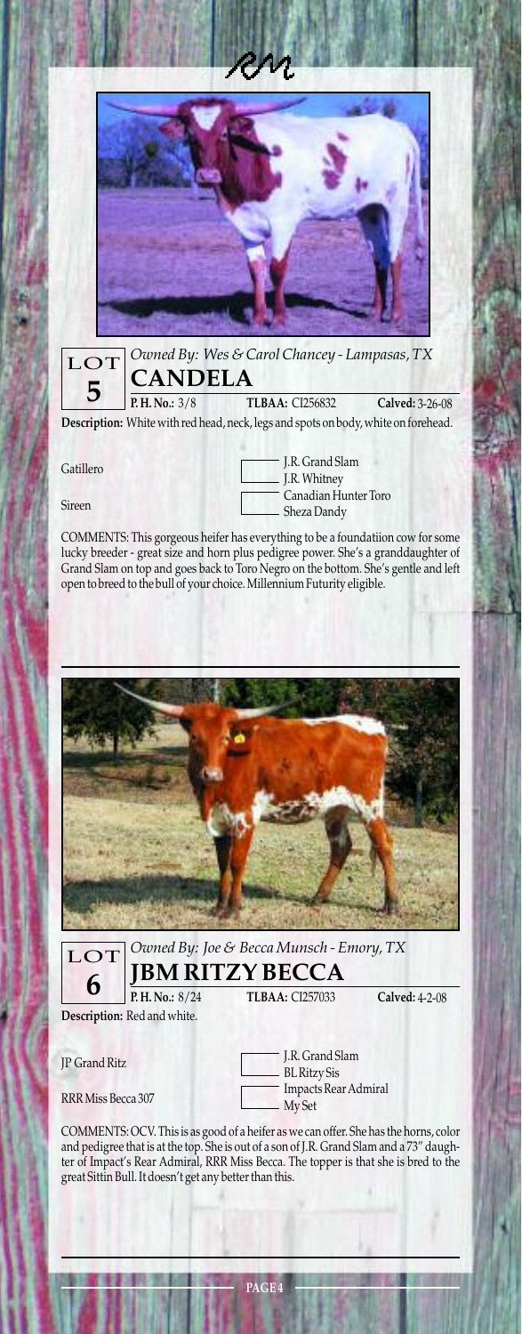## LOT 5

*Owned By: Wes & Carol Chancey - Lampasas, TX*

### CANDELA

**P. H. No.:** 3/8 **TLBAA:** CI256832 **Calved:** 3-26-08

**Description:** White with red head, neck, legs and spots on body, white on forehead.

| | |
|---|---|
| Gatillero | J.R. Grand Slam |
| | J.R. Whitney |
| Sireen | Canadian Hunter Toro |
| | Sheza Dandy |

COMMENTS: This gorgeous heifer has everything to be a foundatiion cow for some lucky breeder - great size and horn plus pedigree power. She's a granddaughter of Grand Slam on top and goes back to Toro Negro on the bottom. She's gentle and left open to breed to the bull of your choice. Millennium Futurity eligible.

---

## LOT 6

*Owned By: Joe & Becca Munsch - Emory, TX*

### JBM RITZY BECCA

**P. H. No.:** 8/24 **TLBAA:** CI257033 **Calved:** 4-2-08

**Description:** Red and white.

| | |
|---|---|
| JP Grand Ritz | J.R. Grand Slam |
| | BL Ritzy Sis |
| RRR Miss Becca 307 | Impacts Rear Admiral |
| | My Set |

COMMENTS: OCV. This is as good of a heifer as we can offer. She has the horns, color and pedigree that is at the top. She is out of a son of J.R. Grand Slam and a 73" daughter of Impact's Rear Admiral, RRR Miss Becca. The topper is that she is bred to the great Sittin Bull. It doesn't get any better than this.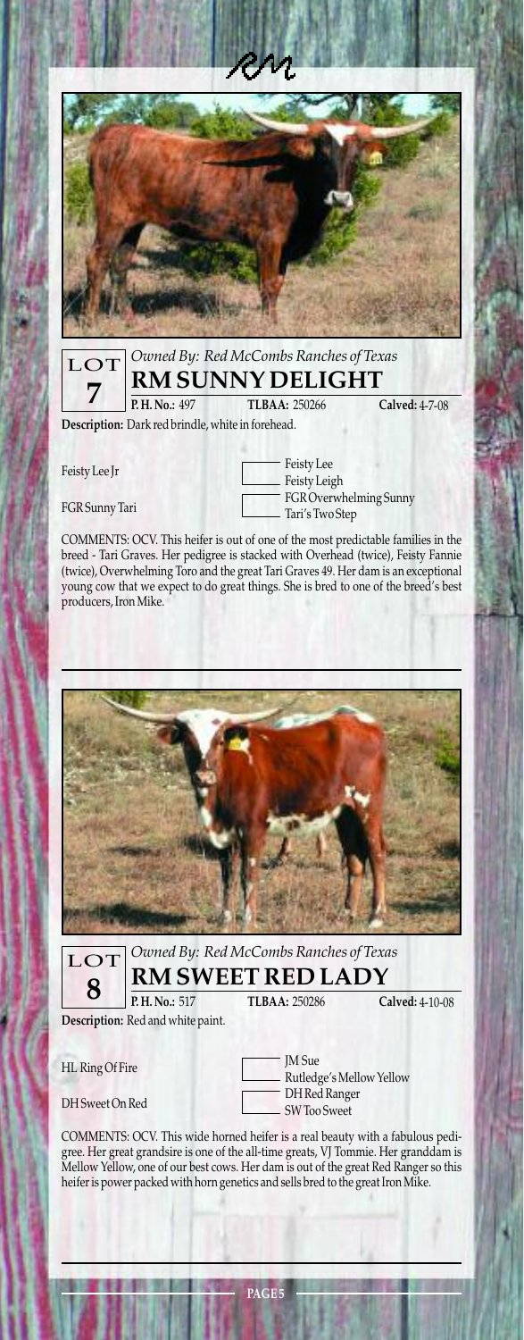RM

LOT 7

*Owned By: Red McCombs Ranches of Texas*

## RM SUNNY DELIGHT

**P. H. No.:** 497 **TLBAA:** 250266 **Calved:** 4-7-08

**Description:** Dark red brindle, white in forehead.

| Parents | Grandparents |
| --- | --- |
| Feisty Lee Jr | Feisty Lee |
| | Feisty Leigh |
| FGR Sunny Tari | FGR Overwhelming Sunny |
| | Tari's Two Step |

COMMENTS: OCV. This heifer is out of one of the most predictable families in the breed - Tari Graves. Her pedigree is stacked with Overhead (twice), Feisty Fannie (twice), Overwhelming Toro and the great Tari Graves 49. Her dam is an exceptional young cow that we expect to do great things. She is bred to one of the breed's best producers, Iron Mike.

LOT 8

*Owned By: Red McCombs Ranches of Texas*

## RM SWEET RED LADY

**P. H. No.:** 517 **TLBAA:** 250286 **Calved:** 4-10-08

**Description:** Red and white paint.

| Parents | Grandparents |
| --- | --- |
| HL Ring Of Fire | JM Sue |
| | Rutledge's Mellow Yellow |
| DH Sweet On Red | DH Red Ranger |
| | SW Too Sweet |

COMMENTS: OCV. This wide horned heifer is a real beauty with a fabulous pedigree. Her great grandsire is one of the all-time greats, VJ Tommie. Her granddam is Mellow Yellow, one of our best cows. Her dam is out of the great Red Ranger so this heifer is power packed with horn genetics and sells bred to the great Iron Mike.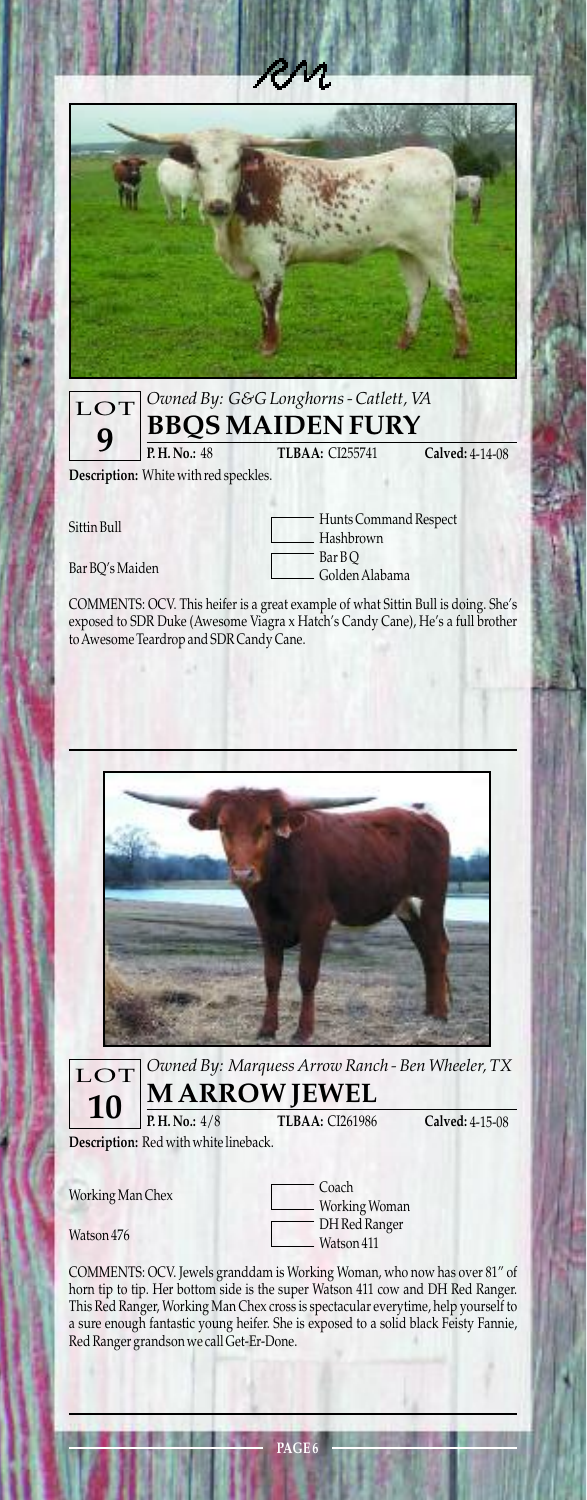## LOT 9

*Owned By: G&G Longhorns - Catlett, VA*

### BBQS MAIDEN FURY

**P. H. No.:** 48 **TLBAA:** CI255741 **Calved:** 4-14-08

**Description:** White with red speckles.

| Parents | Grandparents |
|---|---|
| Sittin Bull | Hunts Command Respect |
| | Hashbrown |
| Bar BQ's Maiden | Bar B Q |
| | Golden Alabama |

COMMENTS: OCV. This heifer is a great example of what Sittin Bull is doing. She's exposed to SDR Duke (Awesome Viagra x Hatch's Candy Cane), He's a full brother to Awesome Teardrop and SDR Candy Cane.

## LOT 10

*Owned By: Marquess Arrow Ranch - Ben Wheeler, TX*

### M ARROW JEWEL

**P. H. No.:** 4/8 **TLBAA:** CI261986 **Calved:** 4-15-08

**Description:** Red with white lineback.

| Parents | Grandparents |
|---|---|
| Working Man Chex | Coach |
| | Working Woman |
| Watson 476 | DH Red Ranger |
| | Watson 411 |

COMMENTS: OCV. Jewels granddam is Working Woman, who now has over 81" of horn tip to tip. Her bottom side is the super Watson 411 cow and DH Red Ranger. This Red Ranger, Working Man Chex cross is spectacular everytime, help yourself to a sure enough fantastic young heifer. She is exposed to a solid black Feisty Fannie, Red Ranger grandson we call Get-Er-Done.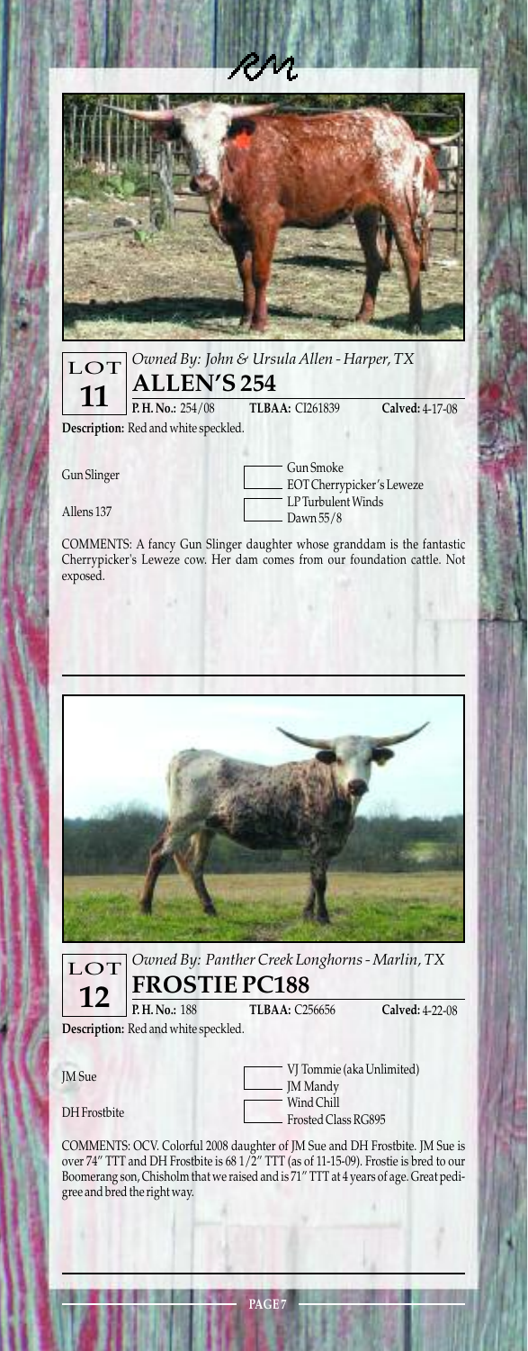## LOT 11

*Owned By: John & Ursula Allen - Harper, TX*

### ALLEN'S 254

**P. H. No.:** 254/08 **TLBAA:** CI261839 **Calved:** 4-17-08

**Description:** Red and white speckled.

| | |
|---|---|
| Gun Slinger | Gun Smoke |
| | EOT Cherrypicker's Leweze |
| Allens 137 | LP Turbulent Winds |
| | Dawn 55/8 |

COMMENTS: A fancy Gun Slinger daughter whose granddam is the fantastic Cherrypicker's Leweze cow. Her dam comes from our foundation cattle. Not exposed.

## LOT 12

*Owned By: Panther Creek Longhorns - Marlin, TX*

### FROSTIE PC188

**P. H. No.:** 188 **TLBAA:** C256656 **Calved:** 4-22-08

**Description:** Red and white speckled.

| | |
|---|---|
| JM Sue | VJ Tommie (aka Unlimited) |
| | JM Mandy |
| DH Frostbite | Wind Chill |
| | Frosted Class RG895 |

COMMENTS: OCV. Colorful 2008 daughter of JM Sue and DH Frostbite. JM Sue is over 74" TTT and DH Frostbite is 68 1/2" TTT (as of 11-15-09). Frostie is bred to our Boomerang son, Chisholm that we raised and is 71" TTT at 4 years of age. Great pedigree and bred the right way.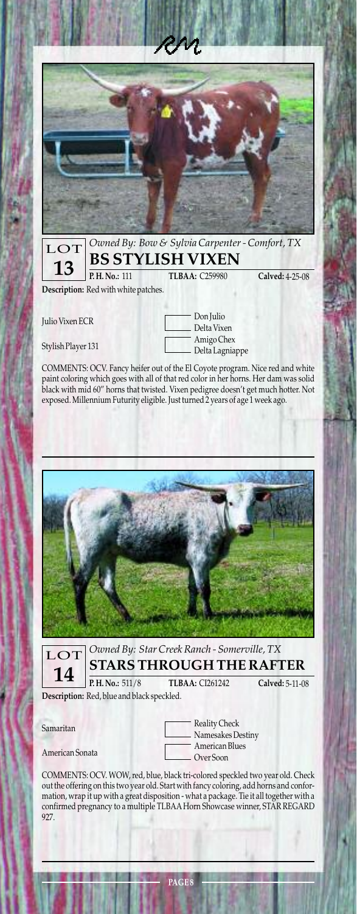## LOT 13

*Owned By: Bow & Sylvia Carpenter - Comfort, TX*

### BS STYLISH VIXEN

**P. H. No.:** 111 **TLBAA:** C259980 **Calved:** 4-25-08

**Description:** Red with white patches.

| | |
|---|---|
| Julio Vixen ECR | Don Julio |
| | Delta Vixen |
| Stylish Player 131 | Amigo Chex |
| | Delta Lagniappe |

COMMENTS: OCV. Fancy heifer out of the El Coyote program. Nice red and white paint coloring which goes with all of that red color in her horns. Her dam was solid black with mid 60" horns that twisted. Vixen pedigree doesn't get much hotter. Not exposed. Millennium Futurity eligible. Just turned 2 years of age 1 week ago.

---

## LOT 14

*Owned By: Star Creek Ranch - Somerville, TX*

### STARS THROUGH THE RAFTER

**P. H. No.:** 511/8 **TLBAA:** CI261242 **Calved:** 5-11-08

**Description:** Red, blue and black speckled.

| | |
|---|---|
| Samaritan | Reality Check |
| | Namesakes Destiny |
| American Sonata | American Blues |
| | Over Soon |

COMMENTS: OCV. WOW, red, blue, black tri-colored speckled two year old. Check out the offering on this two year old. Start with fancy coloring, add horns and conformation, wrap it up with a great disposition - what a package. Tie it all together with a confirmed pregnancy to a multiple TLBAA Horn Showcase winner, STAR REGARD 927.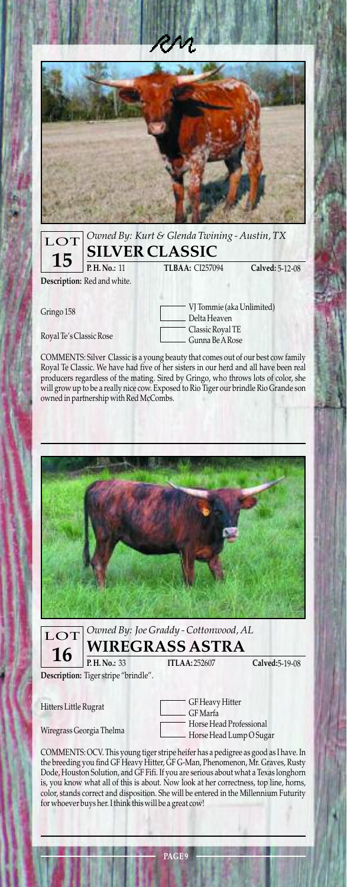## LOT 15

*Owned By: Kurt & Glenda Twining - Austin, TX*

### SILVER CLASSIC

**P. H. No.:** 11 **TLBAA:** CI257094 **Calved:** 5-12-08

**Description:** Red and white.

| Sire / Dam | Parents |
|---|---|
| Gringo 158 | VJ Tommie (aka Unlimited) |
| | Delta Heaven |
| Royal Te's Classic Rose | Classic Royal TE |
| | Gunna Be A Rose |

COMMENTS: Silver Classic is a young beauty that comes out of our best cow family Royal Te Classic. We have had five of her sisters in our herd and all have been real producers regardless of the mating. Sired by Gringo, who throws lots of color, she will grow up to be a really nice cow. Exposed to Rio Tiger our brindle Rio Grande son owned in partnership with Red McCombs.

---

## LOT 16

*Owned By: Joe Graddy - Cottonwood, AL*

### WIREGRASS ASTRA

**P. H. No.:** 33 **ITLAA:** 252607 **Calved:** 5-19-08

**Description:** Tiger stripe "brindle".

| Sire / Dam | Parents |
|---|---|
| Hitters Little Rugrat | GF Heavy Hitter |
| | GF Marfa |
| Wiregrass Georgia Thelma | Horse Head Professional |
| | Horse Head Lump O Sugar |

COMMENTS: OCV. This young tiger stripe heifer has a pedigree as good as I have. In the breeding you find GF Heavy Hitter, GF G-Man, Phenomenon, Mr. Graves, Rusty Dode, Houston Solution, and GF Fifi. If you are serious about what a Texas longhorn is, you know what all of this is about. Now look at her correctness, top line, horns, color, stands correct and disposition. She will be entered in the Millennium Futurity for whoever buys her. I think this will be a great cow!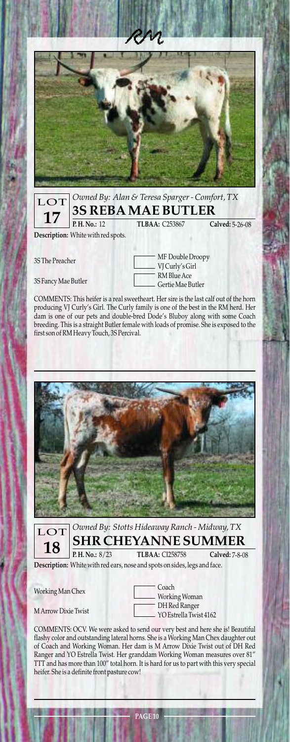RM

LOT 17

*Owned By: Alan & Teresa Sparger - Comfort, TX*

## 3S REBA MAE BUTLER

**P. H. No.:** 12 **TLBAA:** C253867 **Calved:** 5-26-08

**Description:** White with red spots.

| Parent | Grandparent |
| --- | --- |
| 3S The Preacher | MF Double Droopy |
| | VJ Curly's Girl |
| 3S Fancy Mae Butler | RM Blue Ace |
| | Gertie Mae Butler |

COMMENTS: This heifer is a real sweetheart. Her sire is the last calf out of the horn producing VJ Curly's Girl. The Curly family is one of the best in the RM herd. Her dam is one of our pets and double-bred Dode's Bluboy along with some Coach breeding. This is a straight Butler female with loads of promise. She is exposed to the first son of RM Heavy Touch, 3S Percival.

LOT 18

*Owned By: Stotts Hideaway Ranch - Midway, TX*

## SHR CHEYANNE SUMMER

**P. H. No.:** 8/23 **TLBAA:** CI258758 **Calved:** 7-8-08

**Description:** White with red ears, nose and spots on sides, legs and face.

| Parent | Grandparent |
| --- | --- |
| Working Man Chex | Coach |
| | Working Woman |
| M Arrow Dixie Twist | DH Red Ranger |
| | YO Estrella Twist 4162 |

COMMENTS: OCV. We were asked to send our very best and here she is! Beautiful flashy color and outstanding lateral horns. She is a Working Man Chex daughter out of Coach and Working Woman. Her dam is M Arrow Dixie Twist out of DH Red Ranger and YO Estrella Twist. Her granddam Working Woman measures over 81" TTT and has more than 100" total horn. It is hard for us to part with this very special heifer. She is a definite front pasture cow!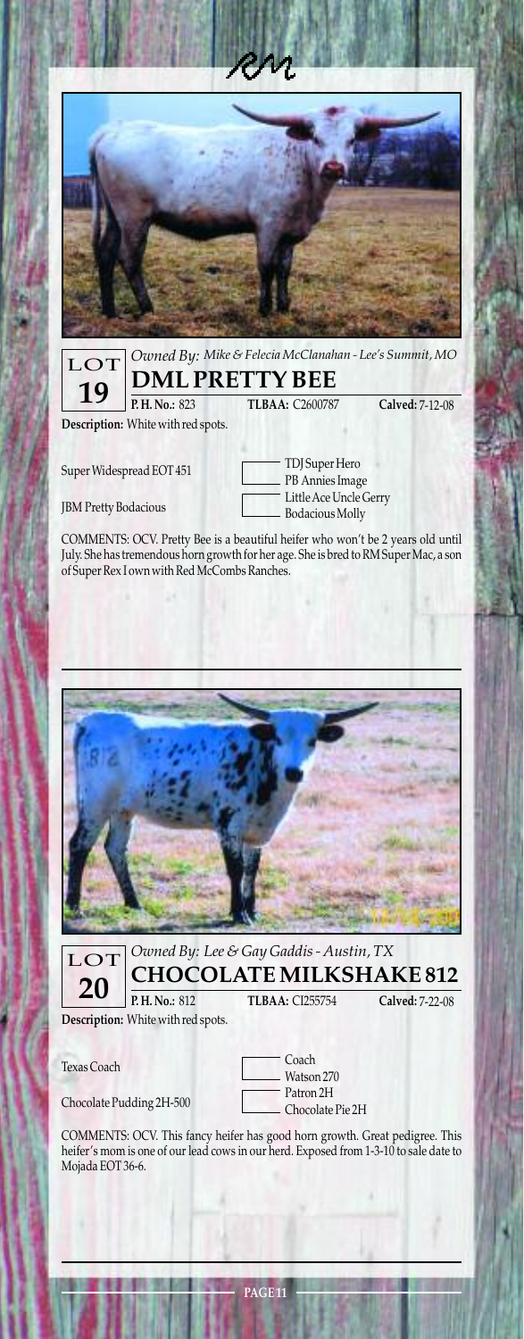## LOT 19

*Owned By: Mike & Felecia McClanahan - Lee's Summit, MO*

### DML PRETTY BEE

**P. H. No.:** 823 **TLBAA:** C2600787 **Calved:** 7-12-08

**Description:** White with red spots.

| Sire / Dam | Grandparents |
|---|---|
| Super Widespread EOT 451 | TDJ Super Hero |
| | PB Annies Image |
| JBM Pretty Bodacious | Little Ace Uncle Gerry |
| | Bodacious Molly |

COMMENTS: OCV. Pretty Bee is a beautiful heifer who won't be 2 years old until July. She has tremendous horn growth for her age. She is bred to RM Super Mac, a son of Super Rex I own with Red McCombs Ranches.

## LOT 20

*Owned By: Lee & Gay Gaddis - Austin, TX*

### CHOCOLATE MILKSHAKE 812

**P. H. No.:** 812 **TLBAA:** CI255754 **Calved:** 7-22-08

**Description:** White with red spots.

| Sire / Dam | Grandparents |
|---|---|
| Texas Coach | Coach |
| | Watson 270 |
| Chocolate Pudding 2H-500 | Patron 2H |
| | Chocolate Pie 2H |

COMMENTS: OCV. This fancy heifer has good horn growth. Great pedigree. This heifer's mom is one of our lead cows in our herd. Exposed from 1-3-10 to sale date to Mojada EOT 36-6.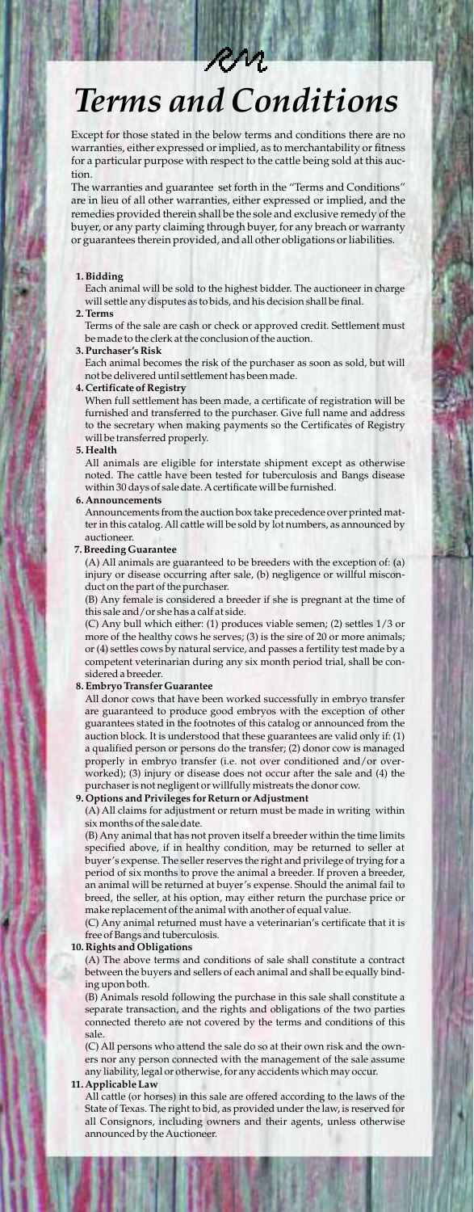# Terms and Conditions

Except for those stated in the below terms and conditions there are no warranties, either expressed or implied, as to merchantability or fitness for a particular purpose with respect to the cattle being sold at this auction.

The warranties and guarantee set forth in the "Terms and Conditions" are in lieu of all other warranties, either expressed or implied, and the remedies provided therein shall be the sole and exclusive remedy of the buyer, or any party claiming through buyer, for any breach or warranty or guarantees therein provided, and all other obligations or liabilities.

**1. Bidding**

Each animal will be sold to the highest bidder. The auctioneer in charge will settle any disputes as to bids, and his decision shall be final.

**2. Terms**

Terms of the sale are cash or check or approved credit. Settlement must be made to the clerk at the conclusion of the auction.

**3. Purchaser's Risk**

Each animal becomes the risk of the purchaser as soon as sold, but will not be delivered until settlement has been made.

**4. Certificate of Registry**

When full settlement has been made, a certificate of registration will be furnished and transferred to the purchaser. Give full name and address to the secretary when making payments so the Certificates of Registry will be transferred properly.

**5. Health**

All animals are eligible for interstate shipment except as otherwise noted. The cattle have been tested for tuberculosis and Bangs disease within 30 days of sale date. A certificate will be furnished.

**6. Announcements**

Announcements from the auction box take precedence over printed matter in this catalog. All cattle will be sold by lot numbers, as announced by auctioneer.

**7. Breeding Guarantee**

(A) All animals are guaranteed to be breeders with the exception of: (a) injury or disease occurring after sale, (b) negligence or willful misconduct on the part of the purchaser.

(B) Any female is considered a breeder if she is pregnant at the time of this sale and/or she has a calf at side.

(C) Any bull which either: (1) produces viable semen; (2) settles 1/3 or more of the healthy cows he serves; (3) is the sire of 20 or more animals; or (4) settles cows by natural service, and passes a fertility test made by a competent veterinarian during any six month period trial, shall be considered a breeder.

**8. Embryo Transfer Guarantee**

All donor cows that have been worked successfully in embryo transfer are guaranteed to produce good embryos with the exception of other guarantees stated in the footnotes of this catalog or announced from the auction block. It is understood that these guarantees are valid only if: (1) a qualified person or persons do the transfer; (2) donor cow is managed properly in embryo transfer (i.e. not over conditioned and/or overworked); (3) injury or disease does not occur after the sale and (4) the purchaser is not negligent or willfully mistreats the donor cow.

**9. Options and Privileges for Return or Adjustment**

(A) All claims for adjustment or return must be made in writing within six months of the sale date.

(B) Any animal that has not proven itself a breeder within the time limits specified above, if in healthy condition, may be returned to seller at buyer's expense. The seller reserves the right and privilege of trying for a period of six months to prove the animal a breeder. If proven a breeder, an animal will be returned at buyer's expense. Should the animal fail to breed, the seller, at his option, may either return the purchase price or make replacement of the animal with another of equal value.

(C) Any animal returned must have a veterinarian's certificate that it is free of Bangs and tuberculosis.

**10. Rights and Obligations**

(A) The above terms and conditions of sale shall constitute a contract between the buyers and sellers of each animal and shall be equally binding upon both.

(B) Animals resold following the purchase in this sale shall constitute a separate transaction, and the rights and obligations of the two parties connected thereto are not covered by the terms and conditions of this sale.

(C) All persons who attend the sale do so at their own risk and the owners nor any person connected with the management of the sale assume any liability, legal or otherwise, for any accidents which may occur.

**11. Applicable Law**

All cattle (or horses) in this sale are offered according to the laws of the State of Texas. The right to bid, as provided under the law, is reserved for all Consignors, including owners and their agents, unless otherwise announced by the Auctioneer.